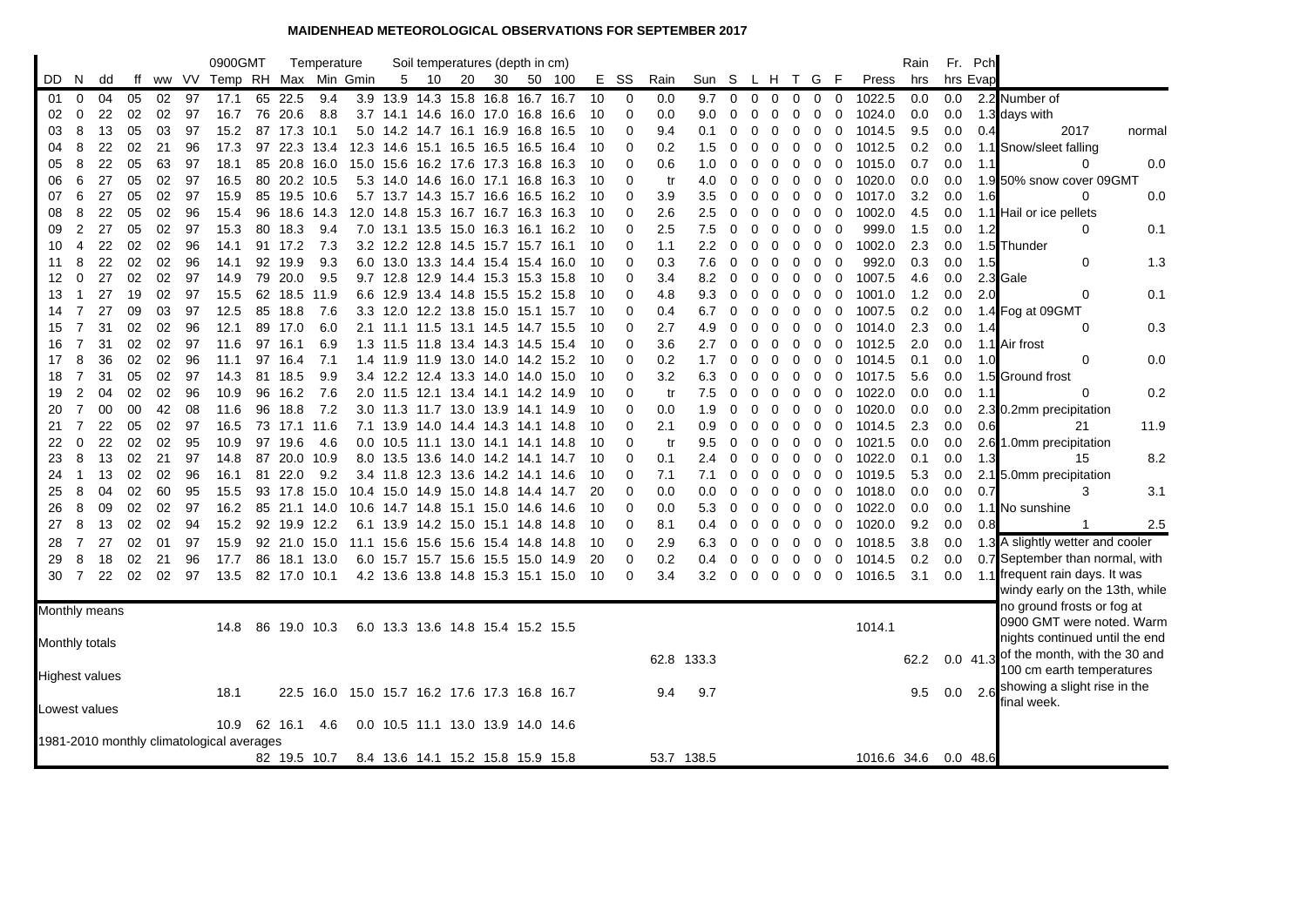# MAIDENHEAD METEOROLOGICAL OBSERVATIONS FOR SEPTEMBER 2017

| DD | N | dd | ff | ww | VV | 0900GMT Temp | RH | Temperature Max | Min | Gmin | Soil 5 | 10 | 20 | 30 | 50 | 100 | E | SS | Rain | Sun | S | L | H | T | G | F | Press | Rain hrs | Fr. hrs | Pch Evap |
|---|---|---|---|---|---|---|---|---|---|---|---|---|---|---|---|---|---|---|---|---|---|---|---|---|---|---|---|---|---|---|
| 01 | 0 | 04 | 05 | 02 | 97 | 17.1 | 65 | 22.5 | 9.4 | 3.9 | 13.9 | 14.3 | 15.8 | 16.8 | 16.7 | 16.7 | 10 | 0 | 0.0 | 9.7 | 0 | 0 | 0 | 0 | 0 | 0 | 1022.5 | 0.0 | 0.0 | 2.2 |
| 02 | 0 | 22 | 02 | 02 | 97 | 16.7 | 76 | 20.6 | 8.8 | 3.7 | 14.1 | 14.6 | 16.0 | 17.0 | 16.8 | 16.6 | 10 | 0 | 0.0 | 9.0 | 0 | 0 | 0 | 0 | 0 | 0 | 1024.0 | 0.0 | 0.0 | 1.3 |
| 03 | 8 | 13 | 05 | 03 | 97 | 15.2 | 87 | 17.3 | 10.1 | 5.0 | 14.2 | 14.7 | 16.1 | 16.9 | 16.8 | 16.5 | 10 | 0 | 9.4 | 0.1 | 0 | 0 | 0 | 0 | 0 | 0 | 1014.5 | 9.5 | 0.0 | 0.4 |
| 04 | 8 | 22 | 02 | 21 | 96 | 17.3 | 97 | 22.3 | 13.4 | 12.3 | 14.6 | 15.1 | 16.5 | 16.5 | 16.5 | 16.4 | 10 | 0 | 0.2 | 1.5 | 0 | 0 | 0 | 0 | 0 | 0 | 1012.5 | 0.2 | 0.0 | 1.1 |
| 05 | 8 | 22 | 05 | 63 | 97 | 18.1 | 85 | 20.8 | 16.0 | 15.0 | 15.6 | 16.2 | 17.6 | 17.3 | 16.8 | 16.3 | 10 | 0 | 0.6 | 1.0 | 0 | 0 | 0 | 0 | 0 | 0 | 1015.0 | 0.7 | 0.0 | 1.1 |
| 06 | 6 | 27 | 05 | 02 | 97 | 16.5 | 80 | 20.2 | 10.5 | 5.3 | 14.0 | 14.6 | 16.0 | 17.1 | 16.8 | 16.3 | 10 | 0 | tr | 4.0 | 0 | 0 | 0 | 0 | 0 | 0 | 1020.0 | 0.0 | 0.0 | 1.9 |
| 07 | 6 | 27 | 05 | 02 | 97 | 15.9 | 85 | 19.5 | 10.6 | 5.7 | 13.7 | 14.3 | 15.7 | 16.6 | 16.5 | 16.2 | 10 | 0 | 3.9 | 3.5 | 0 | 0 | 0 | 0 | 0 | 0 | 1017.0 | 3.2 | 0.0 | 1.6 |
| 08 | 8 | 22 | 05 | 02 | 96 | 15.4 | 96 | 18.6 | 14.3 | 12.0 | 14.8 | 15.3 | 16.7 | 16.7 | 16.3 | 16.3 | 10 | 0 | 2.6 | 2.5 | 0 | 0 | 0 | 0 | 0 | 0 | 1002.0 | 4.5 | 0.0 | 1.1 |
| 09 | 2 | 27 | 05 | 02 | 97 | 15.3 | 80 | 18.3 | 9.4 | 7.0 | 13.1 | 13.5 | 15.0 | 16.3 | 16.1 | 16.2 | 10 | 0 | 2.5 | 7.5 | 0 | 0 | 0 | 0 | 0 | 0 | 999.0 | 1.5 | 0.0 | 1.2 |
| 10 | 4 | 22 | 02 | 02 | 96 | 14.1 | 91 | 17.2 | 7.3 | 3.2 | 12.2 | 12.8 | 14.5 | 15.7 | 15.7 | 16.1 | 10 | 0 | 1.1 | 2.2 | 0 | 0 | 0 | 0 | 0 | 0 | 1002.0 | 2.3 | 0.0 | 1.5 |
| 11 | 8 | 22 | 02 | 02 | 96 | 14.1 | 92 | 19.9 | 9.3 | 6.0 | 13.0 | 13.3 | 14.4 | 15.4 | 15.4 | 16.0 | 10 | 0 | 0.3 | 7.6 | 0 | 0 | 0 | 0 | 0 | 0 | 992.0 | 0.3 | 0.0 | 1.5 |
| 12 | 0 | 27 | 02 | 02 | 97 | 14.9 | 79 | 20.0 | 9.5 | 9.7 | 12.8 | 12.9 | 14.4 | 15.3 | 15.3 | 15.8 | 10 | 0 | 3.4 | 8.2 | 0 | 0 | 0 | 0 | 0 | 0 | 1007.5 | 4.6 | 0.0 | 2.3 |
| 13 | 1 | 27 | 19 | 02 | 97 | 15.5 | 62 | 18.5 | 11.9 | 6.6 | 12.9 | 13.4 | 14.8 | 15.5 | 15.2 | 15.8 | 10 | 0 | 4.8 | 9.3 | 0 | 0 | 0 | 0 | 0 | 0 | 1001.0 | 1.2 | 0.0 | 2.0 |
| 14 | 7 | 27 | 09 | 03 | 97 | 12.5 | 85 | 18.8 | 7.6 | 3.3 | 12.0 | 12.2 | 13.8 | 15.0 | 15.1 | 15.7 | 10 | 0 | 0.4 | 6.7 | 0 | 0 | 0 | 0 | 0 | 0 | 1007.5 | 0.2 | 0.0 | 1.4 |
| 15 | 7 | 31 | 02 | 02 | 96 | 12.1 | 89 | 17.0 | 6.0 | 2.1 | 11.1 | 11.5 | 13.1 | 14.5 | 14.7 | 15.5 | 10 | 0 | 2.7 | 4.9 | 0 | 0 | 0 | 0 | 0 | 0 | 1014.0 | 2.3 | 0.0 | 1.4 |
| 16 | 7 | 31 | 02 | 02 | 97 | 11.6 | 97 | 16.1 | 6.9 | 1.3 | 11.5 | 11.8 | 13.4 | 14.3 | 14.5 | 15.4 | 10 | 0 | 3.6 | 2.7 | 0 | 0 | 0 | 0 | 0 | 0 | 1012.5 | 2.0 | 0.0 | 1.1 |
| 17 | 8 | 36 | 02 | 02 | 96 | 11.1 | 97 | 16.4 | 7.1 | 1.4 | 11.9 | 11.9 | 13.0 | 14.0 | 14.2 | 15.2 | 10 | 0 | 0.2 | 1.7 | 0 | 0 | 0 | 0 | 0 | 0 | 1014.5 | 0.1 | 0.0 | 1.0 |
| 18 | 7 | 31 | 05 | 02 | 97 | 14.3 | 81 | 18.5 | 9.9 | 3.4 | 12.2 | 12.4 | 13.3 | 14.0 | 14.0 | 15.0 | 10 | 0 | 3.2 | 6.3 | 0 | 0 | 0 | 0 | 0 | 0 | 1017.5 | 5.6 | 0.0 | 1.5 |
| 19 | 2 | 04 | 02 | 02 | 96 | 10.9 | 96 | 16.2 | 7.6 | 2.0 | 11.5 | 12.1 | 13.4 | 14.1 | 14.2 | 14.9 | 10 | 0 | tr | 7.5 | 0 | 0 | 0 | 0 | 0 | 0 | 1022.0 | 0.0 | 0.0 | 1.1 |
| 20 | 7 | 00 | 00 | 42 | 08 | 11.6 | 96 | 18.8 | 7.2 | 3.0 | 11.3 | 11.7 | 13.0 | 13.9 | 14.1 | 14.9 | 10 | 0 | 0.0 | 1.9 | 0 | 0 | 0 | 0 | 0 | 0 | 1020.0 | 0.0 | 0.0 | 2.3 |
| 21 | 7 | 22 | 05 | 02 | 97 | 16.5 | 73 | 17.1 | 11.6 | 7.1 | 13.9 | 14.0 | 14.4 | 14.3 | 14.1 | 14.8 | 10 | 0 | 2.1 | 0.9 | 0 | 0 | 0 | 0 | 0 | 0 | 1014.5 | 2.3 | 0.0 | 0.6 |
| 22 | 0 | 22 | 02 | 02 | 95 | 10.9 | 97 | 19.6 | 4.6 | 0.0 | 10.5 | 11.1 | 13.0 | 14.1 | 14.1 | 14.8 | 10 | 0 | tr | 9.5 | 0 | 0 | 0 | 0 | 0 | 0 | 1021.5 | 0.0 | 0.0 | 2.6 |
| 23 | 8 | 13 | 02 | 21 | 97 | 14.8 | 87 | 20.0 | 10.9 | 8.0 | 13.5 | 13.6 | 14.0 | 14.2 | 14.1 | 14.7 | 10 | 0 | 0.1 | 2.4 | 0 | 0 | 0 | 0 | 0 | 0 | 1022.0 | 0.1 | 0.0 | 1.3 |
| 24 | 1 | 13 | 02 | 02 | 96 | 16.1 | 81 | 22.0 | 9.2 | 3.4 | 11.8 | 12.3 | 13.6 | 14.2 | 14.1 | 14.6 | 10 | 0 | 7.1 | 7.1 | 0 | 0 | 0 | 0 | 0 | 0 | 1019.5 | 5.3 | 0.0 | 2.1 |
| 25 | 8 | 04 | 02 | 60 | 95 | 15.5 | 93 | 17.8 | 15.0 | 10.4 | 15.0 | 14.9 | 15.0 | 14.8 | 14.4 | 14.7 | 20 | 0 | 0.0 | 0.0 | 0 | 0 | 0 | 0 | 0 | 0 | 1018.0 | 0.0 | 0.0 | 0.7 |
| 26 | 8 | 09 | 02 | 02 | 97 | 16.2 | 85 | 21.1 | 14.0 | 10.6 | 14.7 | 14.8 | 15.1 | 15.0 | 14.6 | 14.6 | 10 | 0 | 0.0 | 5.3 | 0 | 0 | 0 | 0 | 0 | 0 | 1022.0 | 0.0 | 0.0 | 1.1 |
| 27 | 8 | 13 | 02 | 02 | 94 | 15.2 | 92 | 19.9 | 12.2 | 6.1 | 13.9 | 14.2 | 15.0 | 15.1 | 14.8 | 14.8 | 10 | 0 | 8.1 | 0.4 | 0 | 0 | 0 | 0 | 0 | 0 | 1020.0 | 9.2 | 0.0 | 0.8 |
| 28 | 7 | 27 | 02 | 01 | 97 | 15.9 | 92 | 21.0 | 15.0 | 11.1 | 15.6 | 15.6 | 15.6 | 15.4 | 14.8 | 14.8 | 10 | 0 | 2.9 | 6.3 | 0 | 0 | 0 | 0 | 0 | 0 | 1018.5 | 3.8 | 0.0 | 1.3 |
| 29 | 8 | 18 | 02 | 21 | 96 | 17.7 | 86 | 18.1 | 13.0 | 6.0 | 15.7 | 15.7 | 15.6 | 15.5 | 15.0 | 14.9 | 20 | 0 | 0.2 | 0.4 | 0 | 0 | 0 | 0 | 0 | 0 | 1014.5 | 0.2 | 0.0 | 0.7 |
| 30 | 7 | 22 | 02 | 02 | 97 | 13.5 | 82 | 17.0 | 10.1 | 4.2 | 13.6 | 13.8 | 14.8 | 15.3 | 15.1 | 15.0 | 10 | 0 | 3.4 | 3.2 | 0 | 0 | 0 | 0 | 0 | 0 | 1016.5 | 3.1 | 0.0 | 1.1 |
| Monthly means | | | | | | 14.8 | 86 | 19.0 | 10.3 | 6.0 | 13.3 | 13.6 | 14.8 | 15.4 | 15.2 | 15.5 | | | | | | | | | | | 1014.1 | | | |
| Monthly totals | | | | | | | | | | | | | | | | | | | 62.8 | 133.3 | | | | | | | | 62.2 | 0.0 | 41.3 |
| Highest values | | | | | | 18.1 | | 22.5 | 16.0 | 15.0 | 15.7 | 16.2 | 17.6 | 17.3 | 16.8 | 16.7 | | | 9.4 | 9.7 | | | | | | | | 9.5 | 0.0 | 2.6 |
| Lowest values | | | | | | 10.9 | 62 | 16.1 | 4.6 | 0.0 | 10.5 | 11.1 | 13.0 | 13.9 | 14.0 | 14.6 | | | | | | | | | | | | | | |
| 1981-2010 monthly climatological averages | | | | | | | 82 | 19.5 | 10.7 | 8.4 | 13.6 | 14.1 | 15.2 | 15.8 | 15.9 | 15.8 | | | 53.7 | 138.5 | | | | | | | 1016.6 | 34.6 | 0.0 | 48.6 |

| Number of days with | 2017 | normal |
|---|---|---|
| Snow/sleet falling | 0 | 0.0 |
| 50% snow cover 09GMT | 0 | 0.0 |
| Hail or ice pellets | 0 | 0.1 |
| Thunder | 0 | 1.3 |
| Gale | 0 | 0.1 |
| Fog at 09GMT | 0 | 0.3 |
| Air frost | 0 | 0.0 |
| Ground frost | 0 | 0.2 |
| 0.2mm precipitation | 21 | 11.9 |
| 1.0mm precipitation | 15 | 8.2 |
| 5.0mm precipitation | 3 | 3.1 |
| No sunshine | 1 | 2.5 |

A slightly wetter and cooler September than normal, with frequent rain days. It was windy early on the 13th, while no ground frosts or fog at 0900 GMT were noted. Warm nights continued until the end of the month, with the 30 and 100 cm earth temperatures showing a slight rise in the final week.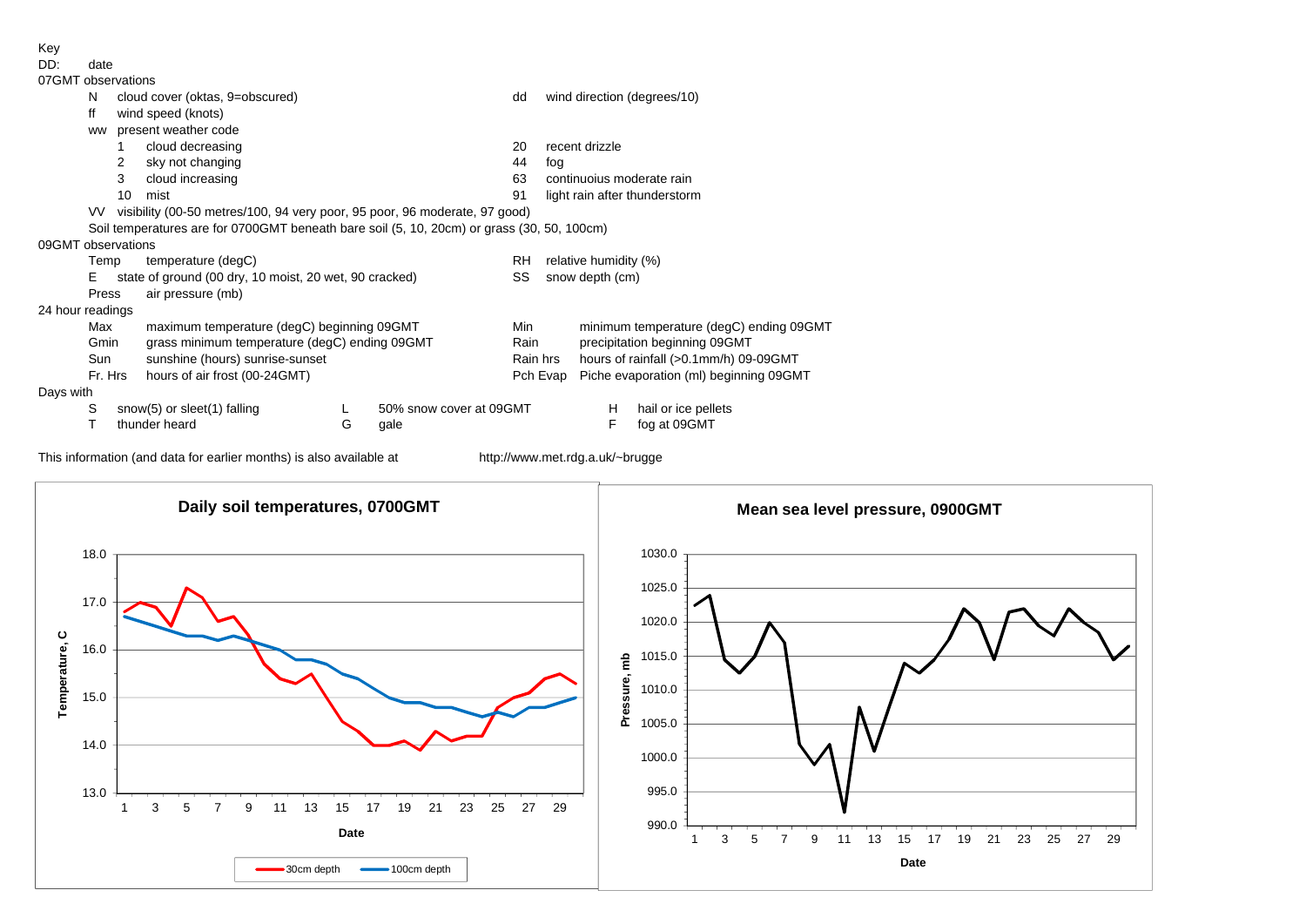Key

DD: date

07GMT observations

- N cloud cover (oktas, 9=obscured)
- dd wind direction (degrees/10)
- ff wind speed (knots)
- ww present weather code
  - 1 cloud decreasing
  - 2 sky not changing
  - 3 cloud increasing
  - 10 mist
  - 20 recent drizzle
  - 44 fog
  - 63 continuoius moderate rain
  - 91 light rain after thunderstorm
- VV visibility (00-50 metres/100, 94 very poor, 95 poor, 96 moderate, 97 good)
- Soil temperatures are for 0700GMT beneath bare soil (5, 10, 20cm) or grass (30, 50, 100cm)

09GMT observations

- Temp temperature (degC)
- RH relative humidity (%)
- E state of ground (00 dry, 10 moist, 20 wet, 90 cracked)
- SS snow depth (cm)
- Press air pressure (mb)

24 hour readings

- Max maximum temperature (degC) beginning 09GMT
- Min minimum temperature (degC) ending 09GMT
- Gmin grass minimum temperature (degC) ending 09GMT
- Rain precipitation beginning 09GMT
- Sun sunshine (hours) sunrise-sunset
- Rain hrs hours of rainfall (>0.1mm/h) 09-09GMT
- Fr. Hrs hours of air frost (00-24GMT)
- Pch Evap Piche evaporation (ml) beginning 09GMT

Days with

- S snow(5) or sleet(1) falling
- L 50% snow cover at 09GMT
- H hail or ice pellets
- T thunder heard
- G gale
- F fog at 09GMT

This information (and data for earlier months) is also available at http://www.met.rdg.a.uk/~brugge

**Daily soil temperatures, 0700GMT**

**Mean sea level pressure, 0900GMT**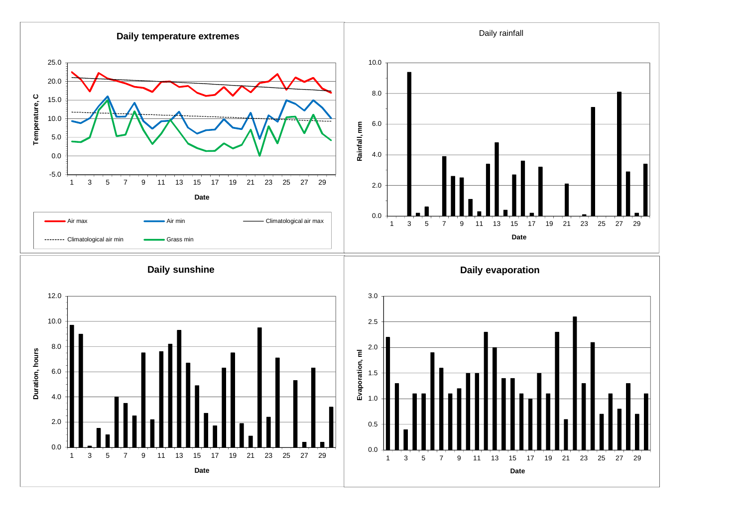**Daily temperature extremes**

25.0
20.0
15.0
10.0
5.0
0.0
-5.0

Temperature, C

1 3 5 7 9 11 13 15 17 19 21 23 25 27 29

Date

Air max
Air min
Climatological air max
Climatological air min
Grass min

Daily rainfall

10.0
8.0
6.0
4.0
2.0
0.0

Rainfall, mm

1 3 5 7 9 11 13 15 17 19 21 23 25 27 29

Date

**Daily sunshine**

12.0
10.0
8.0
6.0
4.0
2.0
0.0

Duration, hours

1 3 5 7 9 11 13 15 17 19 21 23 25 27 29

Date

**Daily evaporation**

3.0
2.5
2.0
1.5
1.0
0.5
0.0

Evaporation, ml

1 3 5 7 9 11 13 15 17 19 21 23 25 27 29

Date